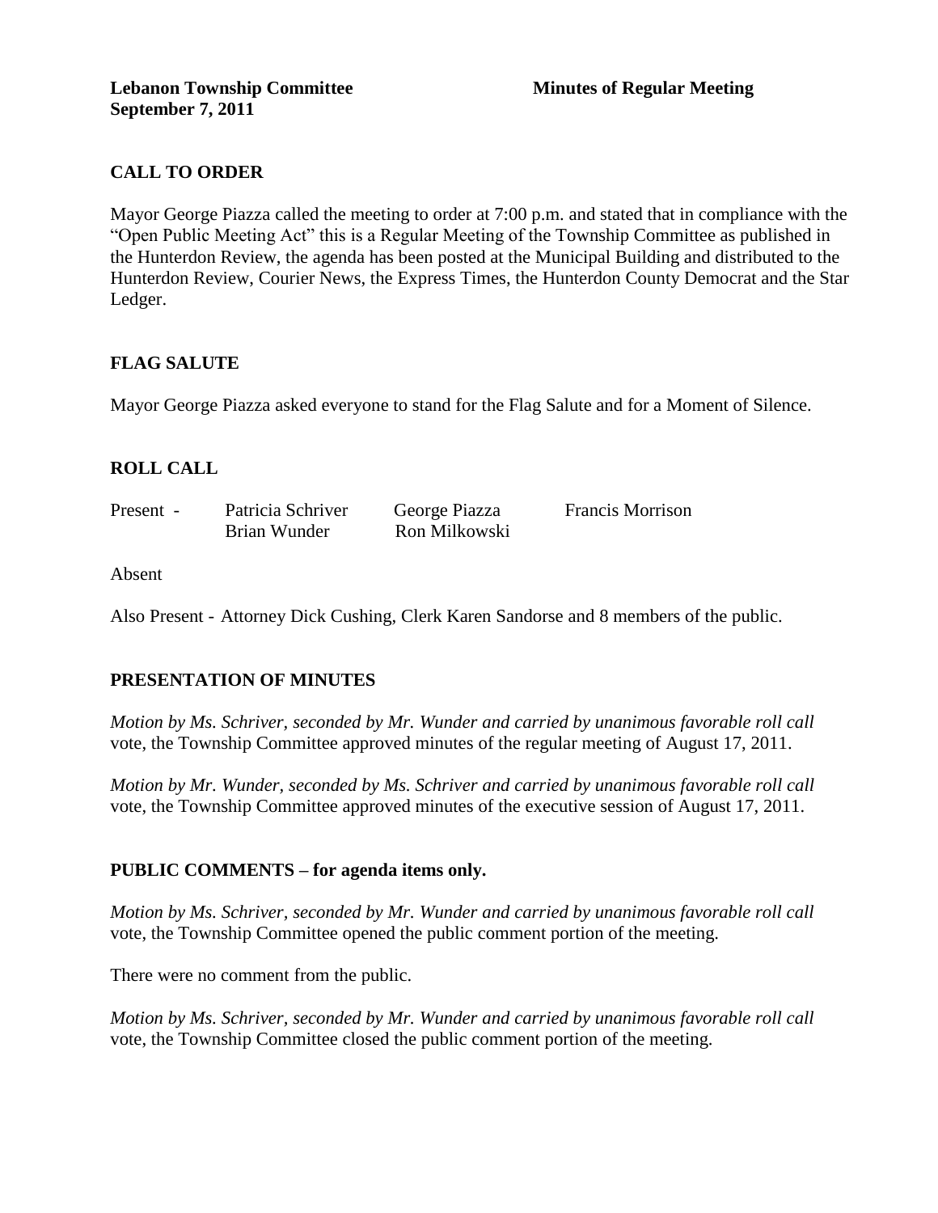**Lebanon Township Committee** **Minutes of Regular Meeting**
**September 7, 2011**

## CALL TO ORDER

Mayor George Piazza called the meeting to order at 7:00 p.m. and stated that in compliance with the "Open Public Meeting Act" this is a Regular Meeting of the Township Committee as published in the Hunterdon Review, the agenda has been posted at the Municipal Building and distributed to the Hunterdon Review, Courier News, the Express Times, the Hunterdon County Democrat and the Star Ledger.

## FLAG SALUTE

Mayor George Piazza asked everyone to stand for the Flag Salute and for a Moment of Silence.

## ROLL CALL

| | | | |
|---|---|---|---|
| Present - | Patricia Schriver | George Piazza | Francis Morrison |
| | Brian Wunder | Ron Milkowski | |

Absent

Also Present - Attorney Dick Cushing, Clerk Karen Sandorse and 8 members of the public.

## PRESENTATION OF MINUTES

*Motion by Ms. Schriver, seconded by Mr. Wunder and carried by unanimous favorable roll call* vote, the Township Committee approved minutes of the regular meeting of August 17, 2011.

*Motion by Mr. Wunder, seconded by Ms. Schriver and carried by unanimous favorable roll call* vote, the Township Committee approved minutes of the executive session of August 17, 2011.

## PUBLIC COMMENTS – for agenda items only.

*Motion by Ms. Schriver, seconded by Mr. Wunder and carried by unanimous favorable roll call* vote, the Township Committee opened the public comment portion of the meeting.

There were no comment from the public.

*Motion by Ms. Schriver, seconded by Mr. Wunder and carried by unanimous favorable roll call* vote, the Township Committee closed the public comment portion of the meeting.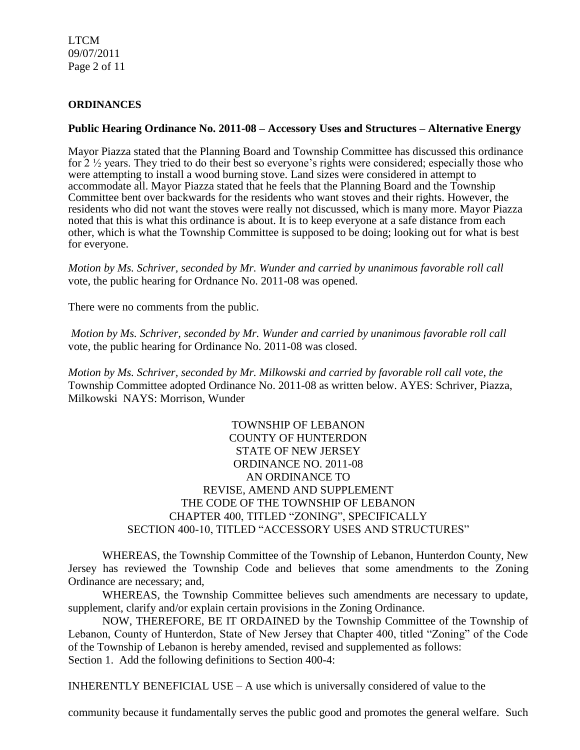## ORDINANCES

### Public Hearing Ordinance No. 2011-08 – Accessory Uses and Structures – Alternative Energy

Mayor Piazza stated that the Planning Board and Township Committee has discussed this ordinance for 2 ½ years. They tried to do their best so everyone's rights were considered; especially those who were attempting to install a wood burning stove. Land sizes were considered in attempt to accommodate all. Mayor Piazza stated that he feels that the Planning Board and the Township Committee bent over backwards for the residents who want stoves and their rights. However, the residents who did not want the stoves were really not discussed, which is many more. Mayor Piazza noted that this is what this ordinance is about. It is to keep everyone at a safe distance from each other, which is what the Township Committee is supposed to be doing; looking out for what is best for everyone.

*Motion by Ms. Schriver, seconded by Mr. Wunder and carried by unanimous favorable roll call* vote, the public hearing for Ordnance No. 2011-08 was opened.

There were no comments from the public.

*Motion by Ms. Schriver, seconded by Mr. Wunder and carried by unanimous favorable roll call* vote, the public hearing for Ordinance No. 2011-08 was closed.

*Motion by Ms. Schriver, seconded by Mr. Milkowski and carried by favorable roll call vote, the* Township Committee adopted Ordinance No. 2011-08 as written below. AYES: Schriver, Piazza, Milkowski NAYS: Morrison, Wunder

TOWNSHIP OF LEBANON
COUNTY OF HUNTERDON
STATE OF NEW JERSEY
ORDINANCE NO. 2011-08
AN ORDINANCE TO
REVISE, AMEND AND SUPPLEMENT
THE CODE OF THE TOWNSHIP OF LEBANON
CHAPTER 400, TITLED "ZONING", SPECIFICALLY
SECTION 400-10, TITLED "ACCESSORY USES AND STRUCTURES"

WHEREAS, the Township Committee of the Township of Lebanon, Hunterdon County, New Jersey has reviewed the Township Code and believes that some amendments to the Zoning Ordinance are necessary; and,

WHEREAS, the Township Committee believes such amendments are necessary to update, supplement, clarify and/or explain certain provisions in the Zoning Ordinance.

NOW, THEREFORE, BE IT ORDAINED by the Township Committee of the Township of Lebanon, County of Hunterdon, State of New Jersey that Chapter 400, titled "Zoning" of the Code of the Township of Lebanon is hereby amended, revised and supplemented as follows:

Section 1. Add the following definitions to Section 400-4:

INHERENTLY BENEFICIAL USE – A use which is universally considered of value to the community because it fundamentally serves the public good and promotes the general welfare. Such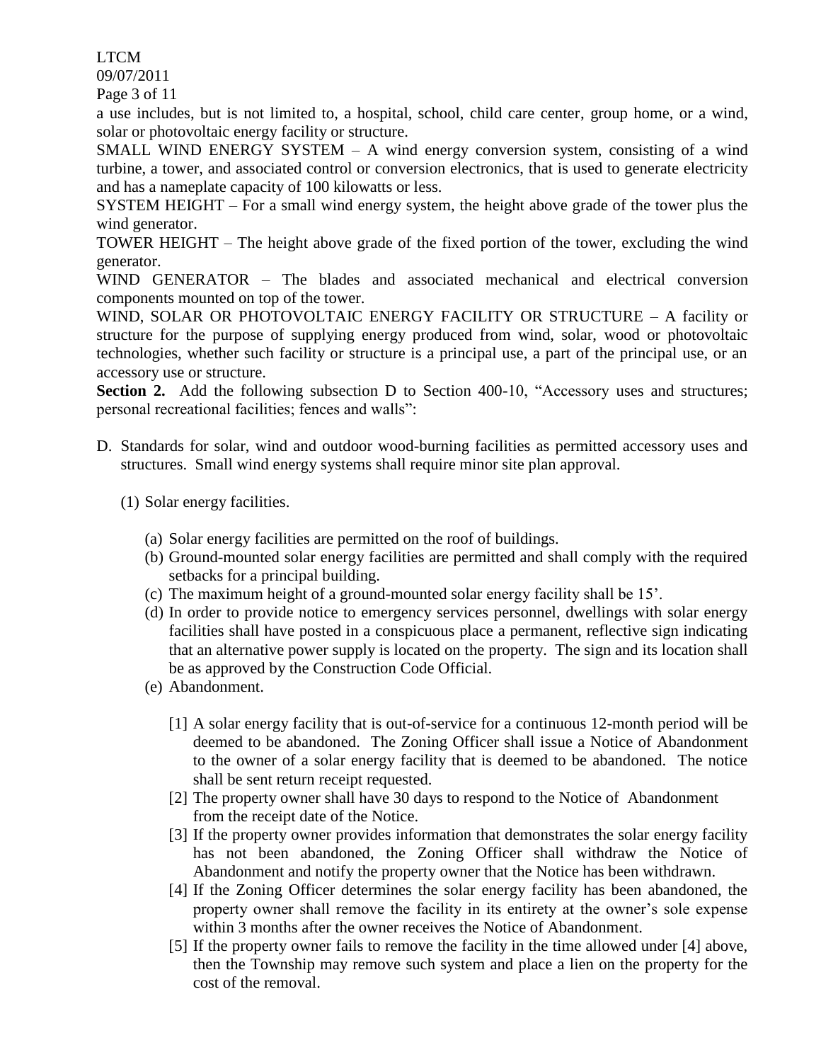a use includes, but is not limited to, a hospital, school, child care center, group home, or a wind, solar or photovoltaic energy facility or structure.

SMALL WIND ENERGY SYSTEM – A wind energy conversion system, consisting of a wind turbine, a tower, and associated control or conversion electronics, that is used to generate electricity and has a nameplate capacity of 100 kilowatts or less.

SYSTEM HEIGHT – For a small wind energy system, the height above grade of the tower plus the wind generator.

TOWER HEIGHT – The height above grade of the fixed portion of the tower, excluding the wind generator.

WIND GENERATOR – The blades and associated mechanical and electrical conversion components mounted on top of the tower.

WIND, SOLAR OR PHOTOVOLTAIC ENERGY FACILITY OR STRUCTURE – A facility or structure for the purpose of supplying energy produced from wind, solar, wood or photovoltaic technologies, whether such facility or structure is a principal use, a part of the principal use, or an accessory use or structure.

**Section 2.** Add the following subsection D to Section 400-10, "Accessory uses and structures; personal recreational facilities; fences and walls":

D. Standards for solar, wind and outdoor wood-burning facilities as permitted accessory uses and structures. Small wind energy systems shall require minor site plan approval.

   (1) Solar energy facilities.

      (a) Solar energy facilities are permitted on the roof of buildings.
      (b) Ground-mounted solar energy facilities are permitted and shall comply with the required setbacks for a principal building.
      (c) The maximum height of a ground-mounted solar energy facility shall be 15'.
      (d) In order to provide notice to emergency services personnel, dwellings with solar energy facilities shall have posted in a conspicuous place a permanent, reflective sign indicating that an alternative power supply is located on the property. The sign and its location shall be as approved by the Construction Code Official.
      (e) Abandonment.

         [1] A solar energy facility that is out-of-service for a continuous 12-month period will be deemed to be abandoned. The Zoning Officer shall issue a Notice of Abandonment to the owner of a solar energy facility that is deemed to be abandoned. The notice shall be sent return receipt requested.
         [2] The property owner shall have 30 days to respond to the Notice of Abandonment from the receipt date of the Notice.
         [3] If the property owner provides information that demonstrates the solar energy facility has not been abandoned, the Zoning Officer shall withdraw the Notice of Abandonment and notify the property owner that the Notice has been withdrawn.
         [4] If the Zoning Officer determines the solar energy facility has been abandoned, the property owner shall remove the facility in its entirety at the owner's sole expense within 3 months after the owner receives the Notice of Abandonment.
         [5] If the property owner fails to remove the facility in the time allowed under [4] above, then the Township may remove such system and place a lien on the property for the cost of the removal.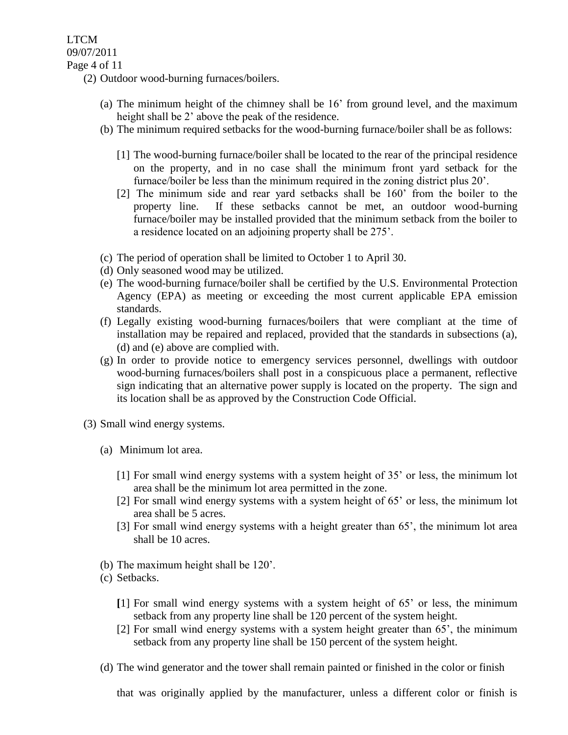(2) Outdoor wood-burning furnaces/boilers.

(a) The minimum height of the chimney shall be 16’ from ground level, and the maximum height shall be 2’ above the peak of the residence.

(b) The minimum required setbacks for the wood-burning furnace/boiler shall be as follows:

[1] The wood-burning furnace/boiler shall be located to the rear of the principal residence on the property, and in no case shall the minimum front yard setback for the furnace/boiler be less than the minimum required in the zoning district plus 20’.

[2] The minimum side and rear yard setbacks shall be 160’ from the boiler to the property line. If these setbacks cannot be met, an outdoor wood-burning furnace/boiler may be installed provided that the minimum setback from the boiler to a residence located on an adjoining property shall be 275’.

(c) The period of operation shall be limited to October 1 to April 30.

(d) Only seasoned wood may be utilized.

(e) The wood-burning furnace/boiler shall be certified by the U.S. Environmental Protection Agency (EPA) as meeting or exceeding the most current applicable EPA emission standards.

(f) Legally existing wood-burning furnaces/boilers that were compliant at the time of installation may be repaired and replaced, provided that the standards in subsections (a), (d) and (e) above are complied with.

(g) In order to provide notice to emergency services personnel, dwellings with outdoor wood-burning furnaces/boilers shall post in a conspicuous place a permanent, reflective sign indicating that an alternative power supply is located on the property. The sign and its location shall be as approved by the Construction Code Official.

(3) Small wind energy systems.

(a) Minimum lot area.

[1] For small wind energy systems with a system height of 35’ or less, the minimum lot area shall be the minimum lot area permitted in the zone.

[2] For small wind energy systems with a system height of 65’ or less, the minimum lot area shall be 5 acres.

[3] For small wind energy systems with a height greater than 65’, the minimum lot area shall be 10 acres.

(b) The maximum height shall be 120’.

(c) Setbacks.

[1] For small wind energy systems with a system height of 65’ or less, the minimum setback from any property line shall be 120 percent of the system height.

[2] For small wind energy systems with a system height greater than 65’, the minimum setback from any property line shall be 150 percent of the system height.

(d) The wind generator and the tower shall remain painted or finished in the color or finish that was originally applied by the manufacturer, unless a different color or finish is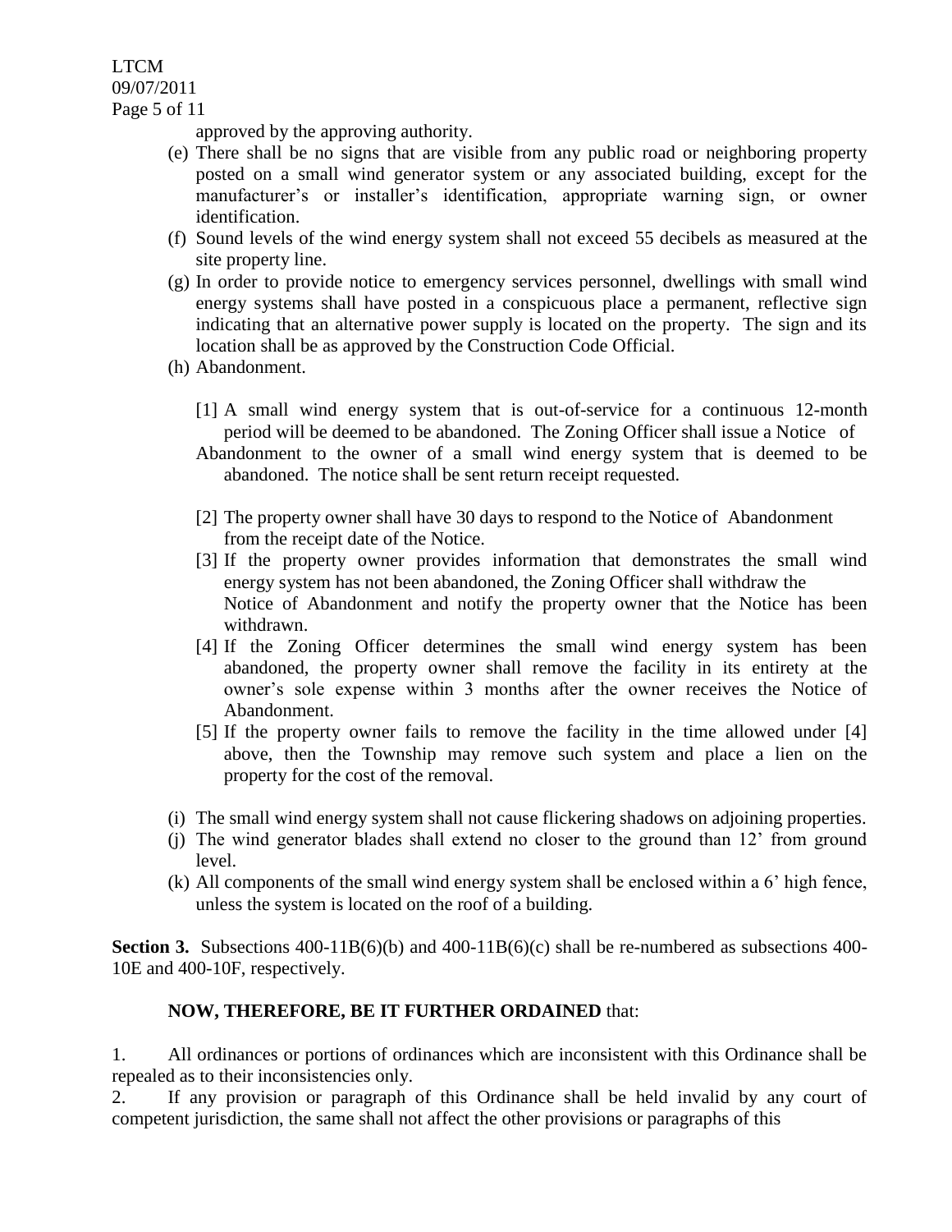approved by the approving authority.

(e) There shall be no signs that are visible from any public road or neighboring property posted on a small wind generator system or any associated building, except for the manufacturer's or installer's identification, appropriate warning sign, or owner identification.

(f) Sound levels of the wind energy system shall not exceed 55 decibels as measured at the site property line.

(g) In order to provide notice to emergency services personnel, dwellings with small wind energy systems shall have posted in a conspicuous place a permanent, reflective sign indicating that an alternative power supply is located on the property. The sign and its location shall be as approved by the Construction Code Official.

(h) Abandonment.

[1] A small wind energy system that is out-of-service for a continuous 12-month period will be deemed to be abandoned. The Zoning Officer shall issue a Notice of Abandonment to the owner of a small wind energy system that is deemed to be abandoned. The notice shall be sent return receipt requested.

[2] The property owner shall have 30 days to respond to the Notice of Abandonment from the receipt date of the Notice.

[3] If the property owner provides information that demonstrates the small wind energy system has not been abandoned, the Zoning Officer shall withdraw the Notice of Abandonment and notify the property owner that the Notice has been withdrawn.

[4] If the Zoning Officer determines the small wind energy system has been abandoned, the property owner shall remove the facility in its entirety at the owner's sole expense within 3 months after the owner receives the Notice of Abandonment.

[5] If the property owner fails to remove the facility in the time allowed under [4] above, then the Township may remove such system and place a lien on the property for the cost of the removal.

(i) The small wind energy system shall not cause flickering shadows on adjoining properties.

(j) The wind generator blades shall extend no closer to the ground than 12' from ground level.

(k) All components of the small wind energy system shall be enclosed within a 6' high fence, unless the system is located on the roof of a building.

**Section 3.** Subsections 400-11B(6)(b) and 400-11B(6)(c) shall be re-numbered as subsections 400-10E and 400-10F, respectively.

**NOW, THEREFORE, BE IT FURTHER ORDAINED** that:

1. All ordinances or portions of ordinances which are inconsistent with this Ordinance shall be repealed as to their inconsistencies only.

2. If any provision or paragraph of this Ordinance shall be held invalid by any court of competent jurisdiction, the same shall not affect the other provisions or paragraphs of this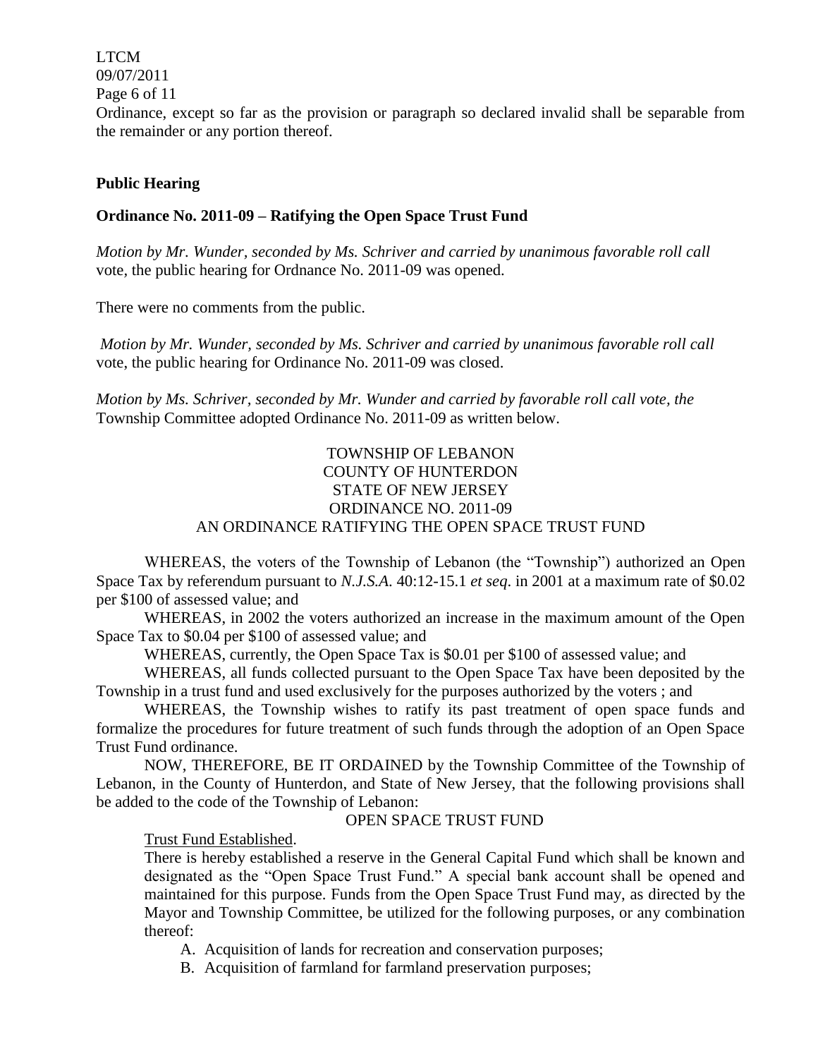Ordinance, except so far as the provision or paragraph so declared invalid shall be separable from the remainder or any portion thereof.

**Public Hearing**

**Ordinance No. 2011-09 – Ratifying the Open Space Trust Fund**

*Motion by Mr. Wunder, seconded by Ms. Schriver and carried by unanimous favorable roll call* vote, the public hearing for Ordnance No. 2011-09 was opened.

There were no comments from the public.

*Motion by Mr. Wunder, seconded by Ms. Schriver and carried by unanimous favorable roll call* vote, the public hearing for Ordinance No. 2011-09 was closed.

*Motion by Ms. Schriver, seconded by Mr. Wunder and carried by favorable roll call vote, the* Township Committee adopted Ordinance No. 2011-09 as written below.

TOWNSHIP OF LEBANON
COUNTY OF HUNTERDON
STATE OF NEW JERSEY
ORDINANCE NO. 2011-09
AN ORDINANCE RATIFYING THE OPEN SPACE TRUST FUND

WHEREAS, the voters of the Township of Lebanon (the "Township") authorized an Open Space Tax by referendum pursuant to *N.J.S.A.* 40:12-15.1 *et seq*. in 2001 at a maximum rate of $0.02 per $100 of assessed value; and

WHEREAS, in 2002 the voters authorized an increase in the maximum amount of the Open Space Tax to $0.04 per $100 of assessed value; and

WHEREAS, currently, the Open Space Tax is $0.01 per $100 of assessed value; and

WHEREAS, all funds collected pursuant to the Open Space Tax have been deposited by the Township in a trust fund and used exclusively for the purposes authorized by the voters ; and

WHEREAS, the Township wishes to ratify its past treatment of open space funds and formalize the procedures for future treatment of such funds through the adoption of an Open Space Trust Fund ordinance.

NOW, THEREFORE, BE IT ORDAINED by the Township Committee of the Township of Lebanon, in the County of Hunterdon, and State of New Jersey, that the following provisions shall be added to the code of the Township of Lebanon:

OPEN SPACE TRUST FUND

Trust Fund Established.

There is hereby established a reserve in the General Capital Fund which shall be known and designated as the "Open Space Trust Fund." A special bank account shall be opened and maintained for this purpose. Funds from the Open Space Trust Fund may, as directed by the Mayor and Township Committee, be utilized for the following purposes, or any combination thereof:

A. Acquisition of lands for recreation and conservation purposes;
B. Acquisition of farmland for farmland preservation purposes;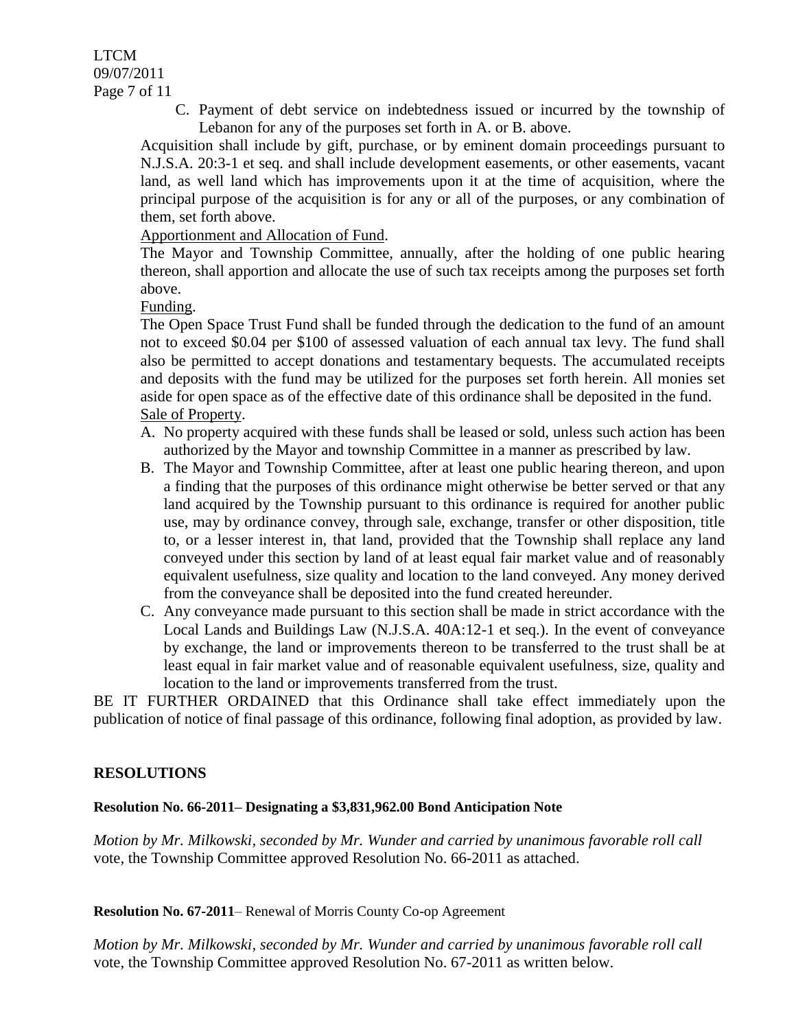C. Payment of debt service on indebtedness issued or incurred by the township of Lebanon for any of the purposes set forth in A. or B. above.

Acquisition shall include by gift, purchase, or by eminent domain proceedings pursuant to N.J.S.A. 20:3-1 et seq. and shall include development easements, or other easements, vacant land, as well land which has improvements upon it at the time of acquisition, where the principal purpose of the acquisition is for any or all of the purposes, or any combination of them, set forth above.

Apportionment and Allocation of Fund.

The Mayor and Township Committee, annually, after the holding of one public hearing thereon, shall apportion and allocate the use of such tax receipts among the purposes set forth above.

Funding.

The Open Space Trust Fund shall be funded through the dedication to the fund of an amount not to exceed $0.04 per $100 of assessed valuation of each annual tax levy. The fund shall also be permitted to accept donations and testamentary bequests. The accumulated receipts and deposits with the fund may be utilized for the purposes set forth herein. All monies set aside for open space as of the effective date of this ordinance shall be deposited in the fund.

Sale of Property.

A. No property acquired with these funds shall be leased or sold, unless such action has been authorized by the Mayor and township Committee in a manner as prescribed by law.
B. The Mayor and Township Committee, after at least one public hearing thereon, and upon a finding that the purposes of this ordinance might otherwise be better served or that any land acquired by the Township pursuant to this ordinance is required for another public use, may by ordinance convey, through sale, exchange, transfer or other disposition, title to, or a lesser interest in, that land, provided that the Township shall replace any land conveyed under this section by land of at least equal fair market value and of reasonably equivalent usefulness, size quality and location to the land conveyed. Any money derived from the conveyance shall be deposited into the fund created hereunder.
C. Any conveyance made pursuant to this section shall be made in strict accordance with the Local Lands and Buildings Law (N.J.S.A. 40A:12-1 et seq.). In the event of conveyance by exchange, the land or improvements thereon to be transferred to the trust shall be at least equal in fair market value and of reasonable equivalent usefulness, size, quality and location to the land or improvements transferred from the trust.

BE IT FURTHER ORDAINED that this Ordinance shall take effect immediately upon the publication of notice of final passage of this ordinance, following final adoption, as provided by law.

## RESOLUTIONS

**Resolution No. 66-2011– Designating a $3,831,962.00 Bond Anticipation Note**

*Motion by Mr. Milkowski, seconded by Mr. Wunder and carried by unanimous favorable roll call* vote, the Township Committee approved Resolution No. 66-2011 as attached.

**Resolution No. 67-2011**– Renewal of Morris County Co-op Agreement

*Motion by Mr. Milkowski, seconded by Mr. Wunder and carried by unanimous favorable roll call* vote, the Township Committee approved Resolution No. 67-2011 as written below.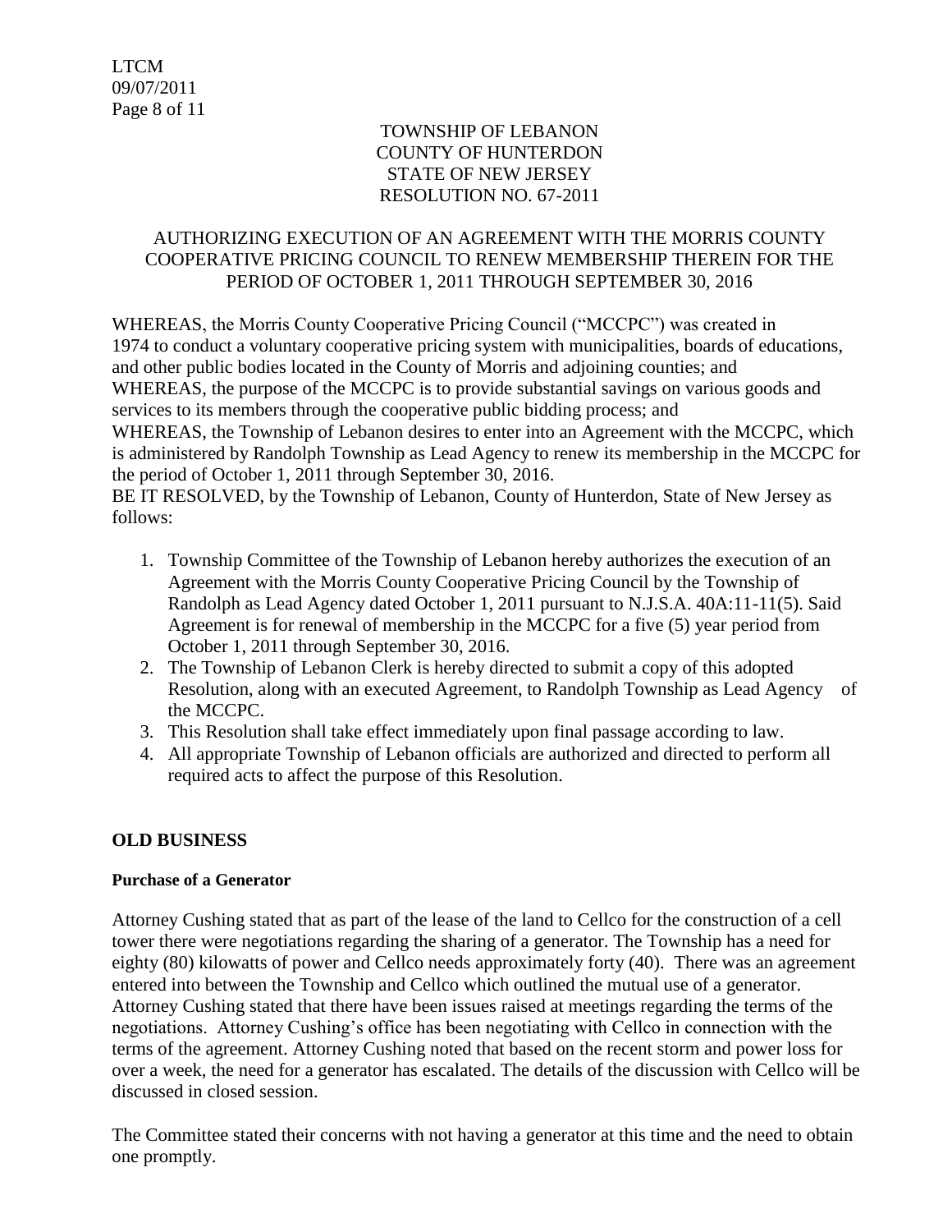TOWNSHIP OF LEBANON
COUNTY OF HUNTERDON
STATE OF NEW JERSEY
RESOLUTION NO. 67-2011

AUTHORIZING EXECUTION OF AN AGREEMENT WITH THE MORRIS COUNTY COOPERATIVE PRICING COUNCIL TO RENEW MEMBERSHIP THEREIN FOR THE PERIOD OF OCTOBER 1, 2011 THROUGH SEPTEMBER 30, 2016

WHEREAS, the Morris County Cooperative Pricing Council ("MCCPC") was created in 1974 to conduct a voluntary cooperative pricing system with municipalities, boards of educations, and other public bodies located in the County of Morris and adjoining counties; and
WHEREAS, the purpose of the MCCPC is to provide substantial savings on various goods and services to its members through the cooperative public bidding process; and
WHEREAS, the Township of Lebanon desires to enter into an Agreement with the MCCPC, which is administered by Randolph Township as Lead Agency to renew its membership in the MCCPC for the period of October 1, 2011 through September 30, 2016.
BE IT RESOLVED, by the Township of Lebanon, County of Hunterdon, State of New Jersey as follows:

1. Township Committee of the Township of Lebanon hereby authorizes the execution of an Agreement with the Morris County Cooperative Pricing Council by the Township of Randolph as Lead Agency dated October 1, 2011 pursuant to N.J.S.A. 40A:11-11(5). Said Agreement is for renewal of membership in the MCCPC for a five (5) year period from October 1, 2011 through September 30, 2016.
2. The Township of Lebanon Clerk is hereby directed to submit a copy of this adopted Resolution, along with an executed Agreement, to Randolph Township as Lead Agency of the MCCPC.
3. This Resolution shall take effect immediately upon final passage according to law.
4. All appropriate Township of Lebanon officials are authorized and directed to perform all required acts to affect the purpose of this Resolution.

## OLD BUSINESS

### Purchase of a Generator

Attorney Cushing stated that as part of the lease of the land to Cellco for the construction of a cell tower there were negotiations regarding the sharing of a generator. The Township has a need for eighty (80) kilowatts of power and Cellco needs approximately forty (40). There was an agreement entered into between the Township and Cellco which outlined the mutual use of a generator. Attorney Cushing stated that there have been issues raised at meetings regarding the terms of the negotiations. Attorney Cushing's office has been negotiating with Cellco in connection with the terms of the agreement. Attorney Cushing noted that based on the recent storm and power loss for over a week, the need for a generator has escalated. The details of the discussion with Cellco will be discussed in closed session.

The Committee stated their concerns with not having a generator at this time and the need to obtain one promptly.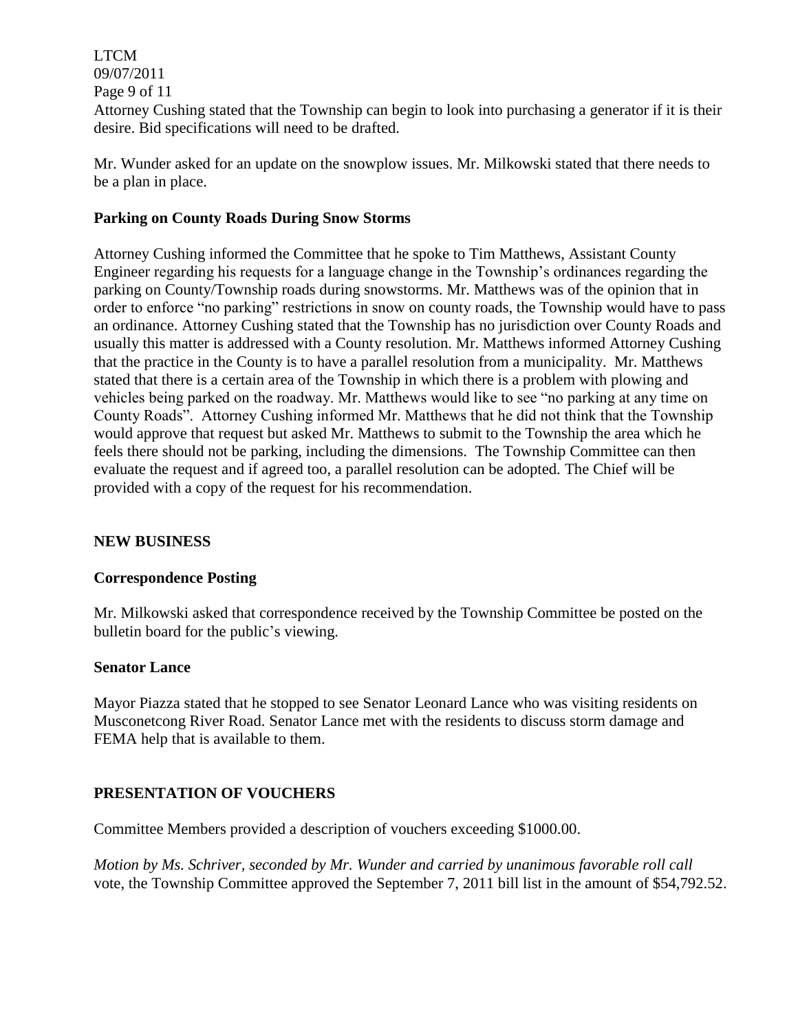Attorney Cushing stated that the Township can begin to look into purchasing a generator if it is their desire. Bid specifications will need to be drafted.

Mr. Wunder asked for an update on the snowplow issues. Mr. Milkowski stated that there needs to be a plan in place.

**Parking on County Roads During Snow Storms**

Attorney Cushing informed the Committee that he spoke to Tim Matthews, Assistant County Engineer regarding his requests for a language change in the Township's ordinances regarding the parking on County/Township roads during snowstorms. Mr. Matthews was of the opinion that in order to enforce "no parking" restrictions in snow on county roads, the Township would have to pass an ordinance. Attorney Cushing stated that the Township has no jurisdiction over County Roads and usually this matter is addressed with a County resolution. Mr. Matthews informed Attorney Cushing that the practice in the County is to have a parallel resolution from a municipality. Mr. Matthews stated that there is a certain area of the Township in which there is a problem with plowing and vehicles being parked on the roadway. Mr. Matthews would like to see "no parking at any time on County Roads". Attorney Cushing informed Mr. Matthews that he did not think that the Township would approve that request but asked Mr. Matthews to submit to the Township the area which he feels there should not be parking, including the dimensions. The Township Committee can then evaluate the request and if agreed too, a parallel resolution can be adopted. The Chief will be provided with a copy of the request for his recommendation.

**NEW BUSINESS**

**Correspondence Posting**

Mr. Milkowski asked that correspondence received by the Township Committee be posted on the bulletin board for the public's viewing.

**Senator Lance**

Mayor Piazza stated that he stopped to see Senator Leonard Lance who was visiting residents on Musconetcong River Road. Senator Lance met with the residents to discuss storm damage and FEMA help that is available to them.

**PRESENTATION OF VOUCHERS**

Committee Members provided a description of vouchers exceeding $1000.00.

*Motion by Ms. Schriver, seconded by Mr. Wunder and carried by unanimous favorable roll call* vote, the Township Committee approved the September 7, 2011 bill list in the amount of $54,792.52.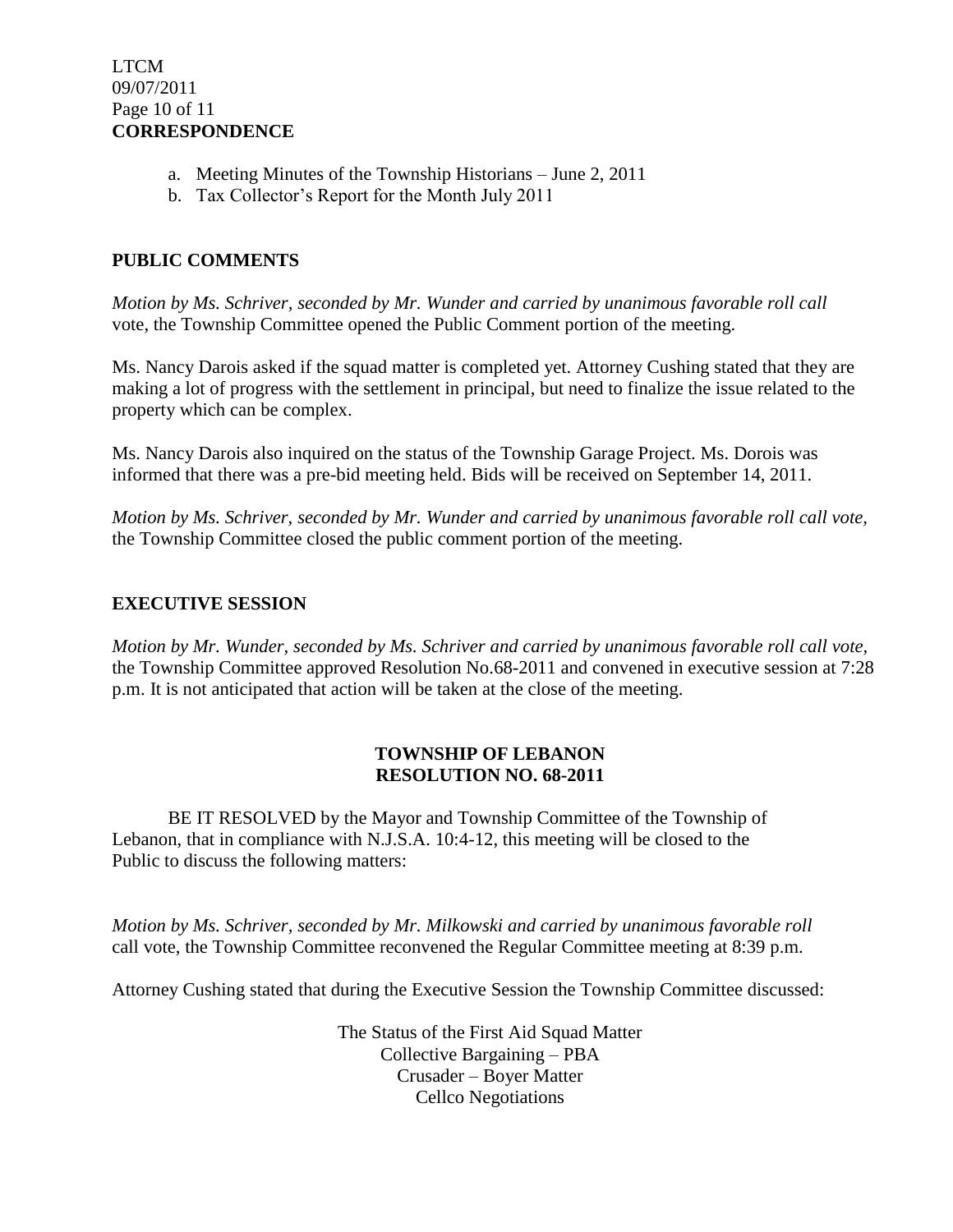**CORRESPONDENCE**

a. Meeting Minutes of the Township Historians – June 2, 2011
b. Tax Collector's Report for the Month July 2011

## PUBLIC COMMENTS

*Motion by Ms. Schriver, seconded by Mr. Wunder and carried by unanimous favorable roll call* vote, the Township Committee opened the Public Comment portion of the meeting.

Ms. Nancy Darois asked if the squad matter is completed yet. Attorney Cushing stated that they are making a lot of progress with the settlement in principal, but need to finalize the issue related to the property which can be complex.

Ms. Nancy Darois also inquired on the status of the Township Garage Project. Ms. Dorois was informed that there was a pre-bid meeting held. Bids will be received on September 14, 2011.

*Motion by Ms. Schriver, seconded by Mr. Wunder and carried by unanimous favorable roll call vote,* the Township Committee closed the public comment portion of the meeting.

## EXECUTIVE SESSION

*Motion by Mr. Wunder, seconded by Ms. Schriver and carried by unanimous favorable roll call vote,* the Township Committee approved Resolution No.68-2011 and convened in executive session at 7:28 p.m. It is not anticipated that action will be taken at the close of the meeting.

**TOWNSHIP OF LEBANON**
**RESOLUTION NO. 68-2011**

BE IT RESOLVED by the Mayor and Township Committee of the Township of Lebanon, that in compliance with N.J.S.A. 10:4-12, this meeting will be closed to the Public to discuss the following matters:

*Motion by Ms. Schriver, seconded by Mr. Milkowski and carried by unanimous favorable roll* call vote, the Township Committee reconvened the Regular Committee meeting at 8:39 p.m.

Attorney Cushing stated that during the Executive Session the Township Committee discussed:

The Status of the First Aid Squad Matter
Collective Bargaining – PBA
Crusader – Boyer Matter
Cellco Negotiations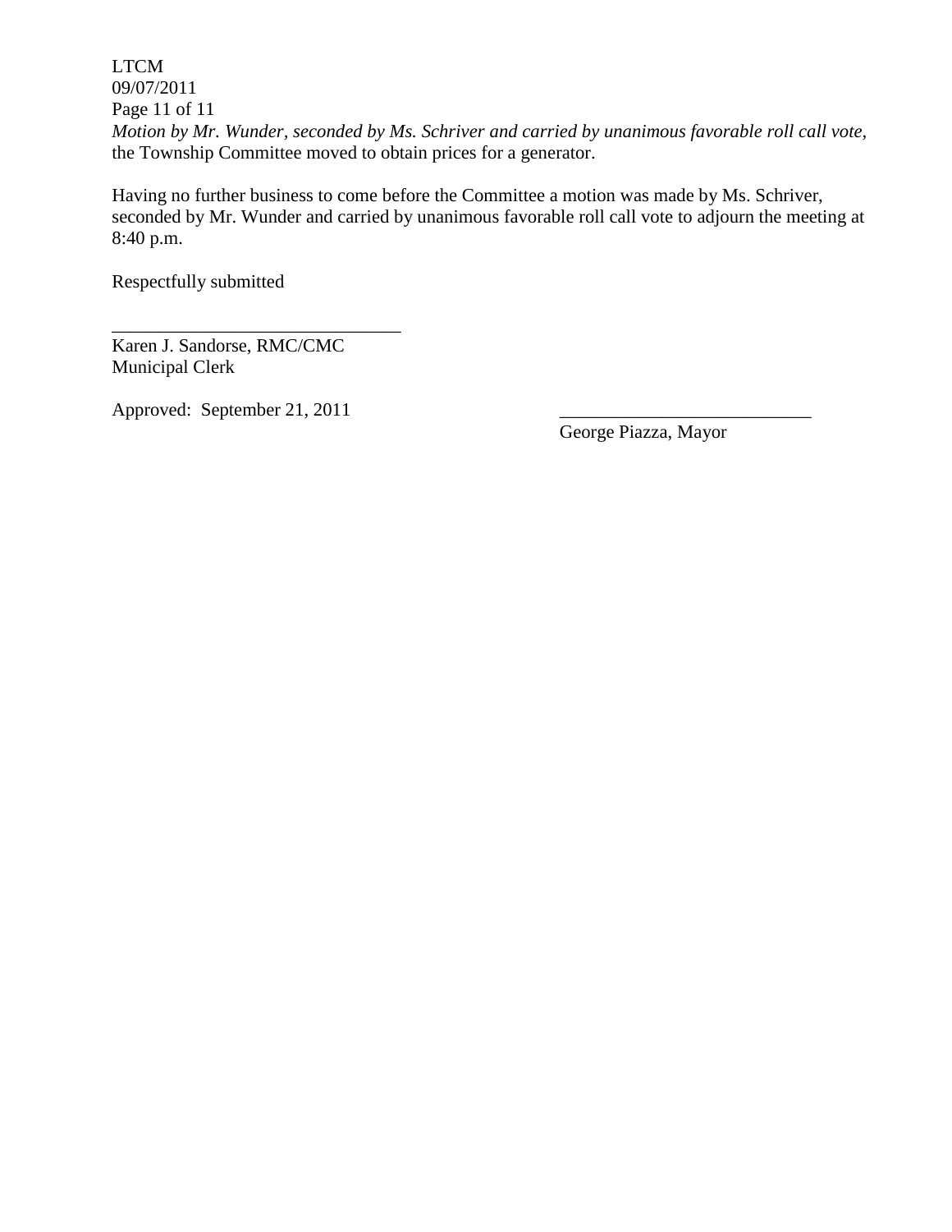*Motion by Mr. Wunder, seconded by Ms. Schriver and carried by unanimous favorable roll call vote,* the Township Committee moved to obtain prices for a generator.

Having no further business to come before the Committee a motion was made by Ms. Schriver, seconded by Mr. Wunder and carried by unanimous favorable roll call vote to adjourn the meeting at 8:40 p.m.

Respectfully submitted

______________________________
Karen J. Sandorse, RMC/CMC
Municipal Clerk

Approved: September 21, 2011

______________________________
George Piazza, Mayor